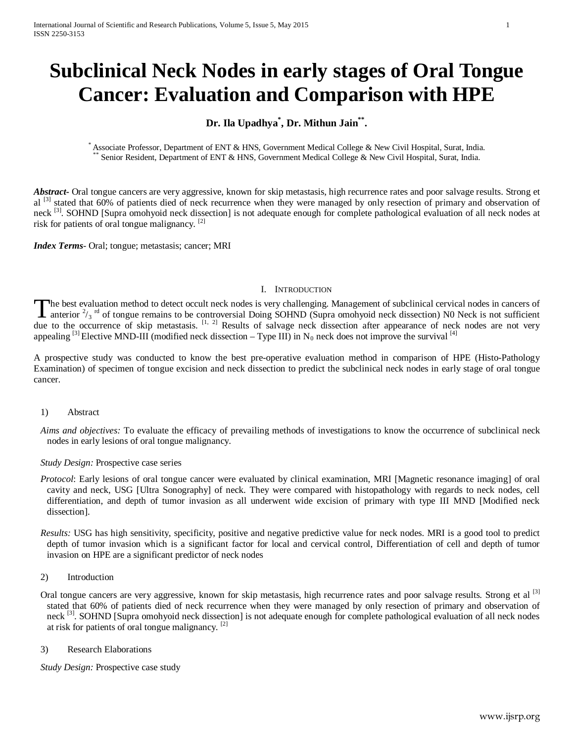# Subclinical Neck Nodes in early stages of Oral Tongue Cancer: Evaluation and Comparison with HPE

**Dr. Ila Upadhya[*], Dr. Mithun Jain[**].**

[*] Associate Professor, Department of ENT & HNS, Government Medical College & New Civil Hospital, Surat, India.
[**] Senior Resident, Department of ENT & HNS, Government Medical College & New Civil Hospital, Surat, India.

***Abstract*-** Oral tongue cancers are very aggressive, known for skip metastasis, high recurrence rates and poor salvage results. Strong et al [3] stated that 60% of patients died of neck recurrence when they were managed by only resection of primary and observation of neck [3]. SOHND [Supra omohyoid neck dissection] is not adequate enough for complete pathological evaluation of all neck nodes at risk for patients of oral tongue malignancy. [2]

***Index Terms*-** Oral; tongue; metastasis; cancer; MRI

## I. Introduction

The best evaluation method to detect occult neck nodes is very challenging. Management of subclinical cervical nodes in cancers of anterior $^{2}/_{3}$ $^{rd}$ of tongue remains to be controversial Doing SOHND (Supra omohyoid neck dissection) N0 Neck is not sufficient due to the occurrence of skip metastasis. [1, 2] Results of salvage neck dissection after appearance of neck nodes are not very appealing [3] Elective MND-III (modified neck dissection – Type III) in $N_0$ neck does not improve the survival [4]

A prospective study was conducted to know the best pre-operative evaluation method in comparison of HPE (Histo-Pathology Examination) of specimen of tongue excision and neck dissection to predict the subclinical neck nodes in early stage of oral tongue cancer.

1) Abstract

*Aims and objectives:* To evaluate the efficacy of prevailing methods of investigations to know the occurrence of subclinical neck nodes in early lesions of oral tongue malignancy.

*Study Design:* Prospective case series

*Protocol*: Early lesions of oral tongue cancer were evaluated by clinical examination, MRI [Magnetic resonance imaging] of oral cavity and neck, USG [Ultra Sonography] of neck. They were compared with histopathology with regards to neck nodes, cell differentiation, and depth of tumor invasion as all underwent wide excision of primary with type III MND [Modified neck dissection].

*Results:* USG has high sensitivity, specificity, positive and negative predictive value for neck nodes. MRI is a good tool to predict depth of tumor invasion which is a significant factor for local and cervical control, Differentiation of cell and depth of tumor invasion on HPE are a significant predictor of neck nodes

2) Introduction

Oral tongue cancers are very aggressive, known for skip metastasis, high recurrence rates and poor salvage results. Strong et al [3] stated that 60% of patients died of neck recurrence when they were managed by only resection of primary and observation of neck [3]. SOHND [Supra omohyoid neck dissection] is not adequate enough for complete pathological evaluation of all neck nodes at risk for patients of oral tongue malignancy. [2]

3) Research Elaborations

*Study Design:* Prospective case study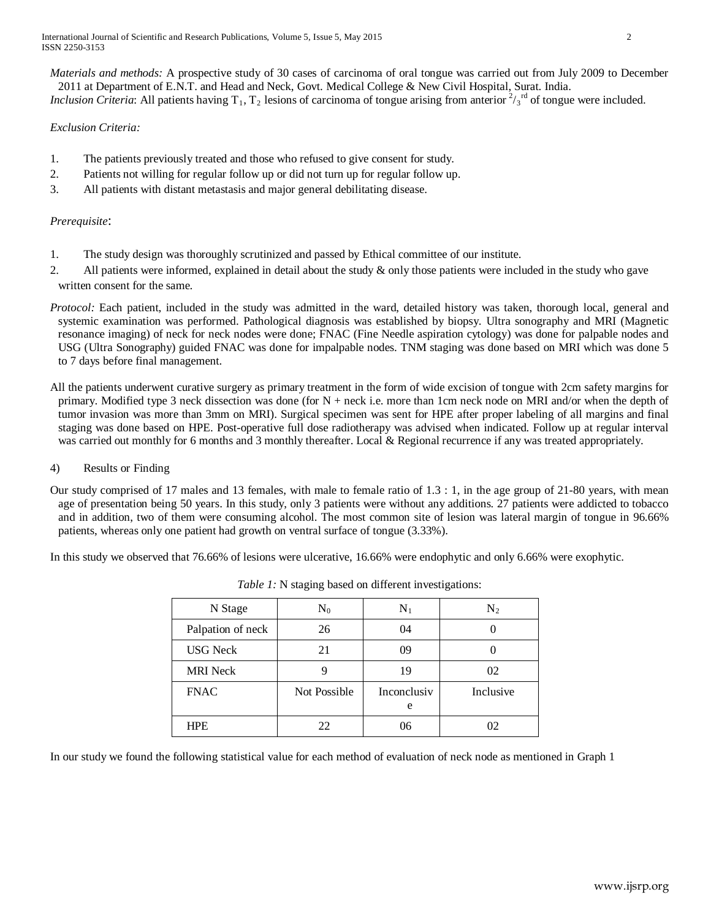*Materials and methods:* A prospective study of 30 cases of carcinoma of oral tongue was carried out from July 2009 to December 2011 at Department of E.N.T. and Head and Neck, Govt. Medical College & New Civil Hospital, Surat. India.

*Inclusion Criteria*: All patients having $T_1$, $T_2$ lesions of carcinoma of tongue arising from anterior $^2/_3{}^{rd}$ of tongue were included.

*Exclusion Criteria:*

1. The patients previously treated and those who refused to give consent for study.
2. Patients not willing for regular follow up or did not turn up for regular follow up.
3. All patients with distant metastasis and major general debilitating disease.

*Prerequisite*:

1. The study design was thoroughly scrutinized and passed by Ethical committee of our institute.
2. All patients were informed, explained in detail about the study & only those patients were included in the study who gave written consent for the same.

*Protocol:* Each patient, included in the study was admitted in the ward, detailed history was taken, thorough local, general and systemic examination was performed. Pathological diagnosis was established by biopsy. Ultra sonography and MRI (Magnetic resonance imaging) of neck for neck nodes were done; FNAC (Fine Needle aspiration cytology) was done for palpable nodes and USG (Ultra Sonography) guided FNAC was done for impalpable nodes. TNM staging was done based on MRI which was done 5 to 7 days before final management.

All the patients underwent curative surgery as primary treatment in the form of wide excision of tongue with 2cm safety margins for primary. Modified type 3 neck dissection was done (for N + neck i.e. more than 1cm neck node on MRI and/or when the depth of tumor invasion was more than 3mm on MRI). Surgical specimen was sent for HPE after proper labeling of all margins and final staging was done based on HPE. Post-operative full dose radiotherapy was advised when indicated. Follow up at regular interval was carried out monthly for 6 months and 3 monthly thereafter. Local & Regional recurrence if any was treated appropriately.

4) Results or Finding

Our study comprised of 17 males and 13 females, with male to female ratio of 1.3 : 1, in the age group of 21-80 years, with mean age of presentation being 50 years. In this study, only 3 patients were without any additions. 27 patients were addicted to tobacco and in addition, two of them were consuming alcohol. The most common site of lesion was lateral margin of tongue in 96.66% patients, whereas only one patient had growth on ventral surface of tongue (3.33%).

In this study we observed that 76.66% of lesions were ulcerative, 16.66% were endophytic and only 6.66% were exophytic.

*Table 1:* N staging based on different investigations:

| N Stage | $N_0$ | $N_1$ | $N_2$ |
|---|---|---|---|
| Palpation of neck | 26 | 04 | 0 |
| USG Neck | 21 | 09 | 0 |
| MRI Neck | 9 | 19 | 02 |
| FNAC | Not Possible | Inconclusive | Inclusive |
| HPE | 22 | 06 | 02 |

In our study we found the following statistical value for each method of evaluation of neck node as mentioned in Graph 1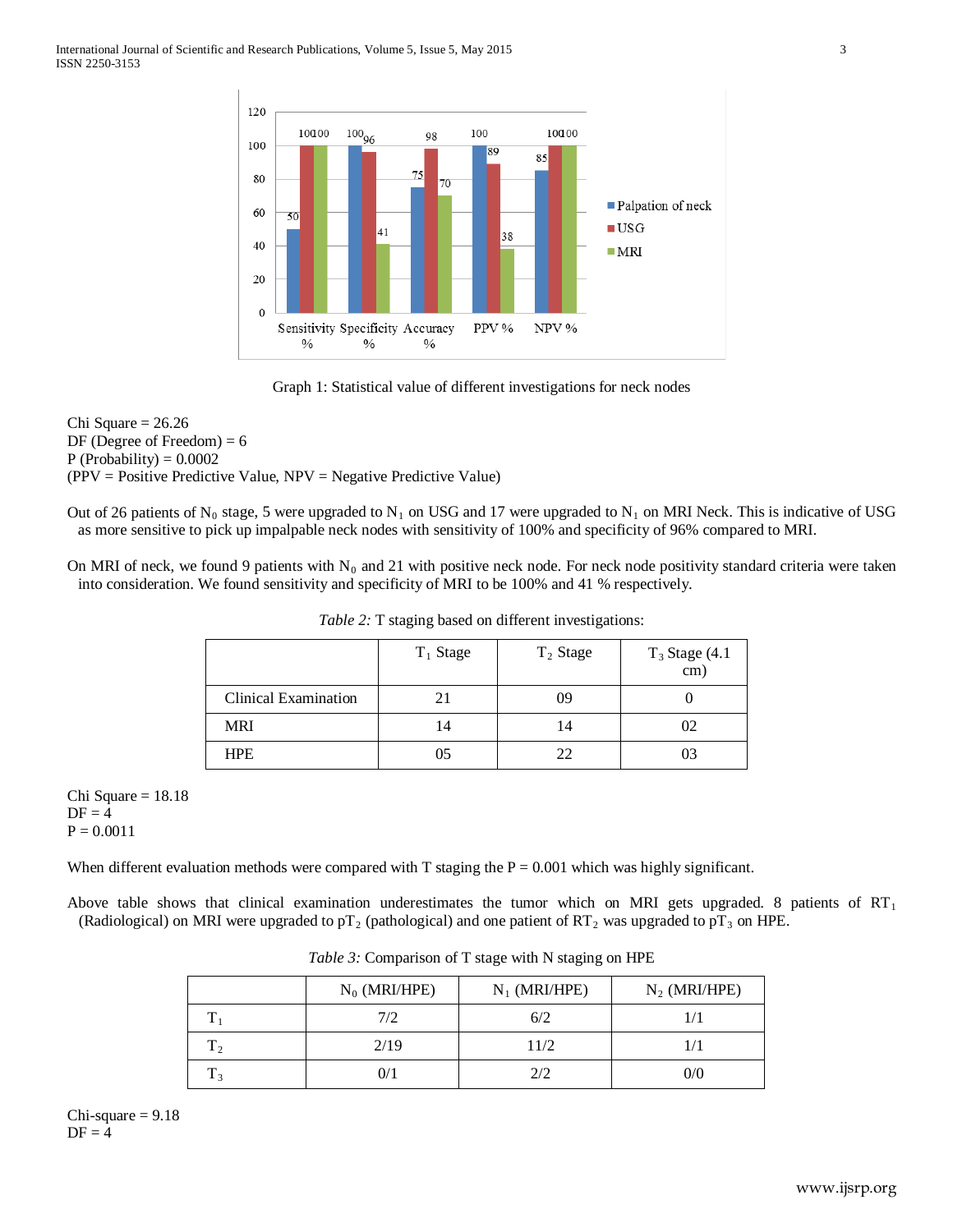Graph 1: Statistical value of different investigations for neck nodes

Chi Square = 26.26
DF (Degree of Freedom) = 6
P (Probability) = 0.0002
(PPV = Positive Predictive Value, NPV = Negative Predictive Value)

Out of 26 patients of $N_0$ stage, 5 were upgraded to $N_1$ on USG and 17 were upgraded to $N_1$ on MRI Neck. This is indicative of USG as more sensitive to pick up impalpable neck nodes with sensitivity of 100% and specificity of 96% compared to MRI.

On MRI of neck, we found 9 patients with $N_0$ and 21 with positive neck node. For neck node positivity standard criteria were taken into consideration. We found sensitivity and specificity of MRI to be 100% and 41 % respectively.

*Table 2:* T staging based on different investigations:

| | $T_1$ Stage | $T_2$ Stage | $T_3$ Stage (4.1 cm) |
|---|---|---|---|
| Clinical Examination | 21 | 09 | 0 |
| MRI | 14 | 14 | 02 |
| HPE | 05 | 22 | 03 |

Chi Square = 18.18
DF = 4
P = 0.0011

When different evaluation methods were compared with T staging the P = 0.001 which was highly significant.

Above table shows that clinical examination underestimates the tumor which on MRI gets upgraded. 8 patients of $RT_1$ (Radiological) on MRI were upgraded to $pT_2$ (pathological) and one patient of $RT_2$ was upgraded to $pT_3$ on HPE.

*Table 3:* Comparison of T stage with N staging on HPE

| | $N_0$ (MRI/HPE) | $N_1$ (MRI/HPE) | $N_2$ (MRI/HPE) |
|---|---|---|---|
| $T_1$ | 7/2 | 6/2 | 1/1 |
| $T_2$ | 2/19 | 11/2 | 1/1 |
| $T_3$ | 0/1 | 2/2 | 0/0 |

Chi-square = 9.18
DF = 4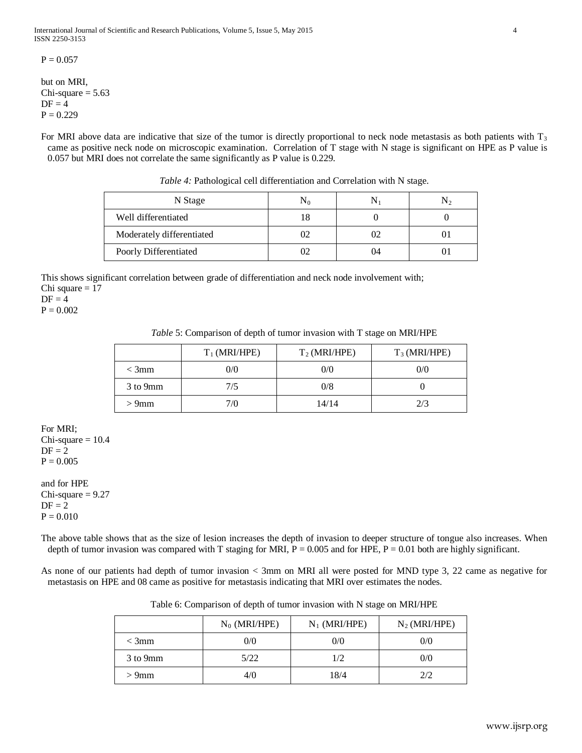P = 0.057

but on MRI,  
Chi-square = 5.63  
DF = 4  
P = 0.229

For MRI above data are indicative that size of the tumor is directly proportional to neck node metastasis as both patients with $T_3$ came as positive neck node on microscopic examination. Correlation of T stage with N stage is significant on HPE as P value is 0.057 but MRI does not correlate the same significantly as P value is 0.229.

*Table 4:* Pathological cell differentiation and Correlation with N stage.

| N Stage | $N_0$ | $N_1$ | $N_2$ |
|---|---|---|---|
| Well differentiated | 18 | 0 | 0 |
| Moderately differentiated | 02 | 02 | 01 |
| Poorly Differentiated | 02 | 04 | 01 |

This shows significant correlation between grade of differentiation and neck node involvement with;  
Chi square = 17  
DF = 4  
P = 0.002

*Table* 5: Comparison of depth of tumor invasion with T stage on MRI/HPE

| | $T_1$ (MRI/HPE) | $T_2$ (MRI/HPE) | $T_3$ (MRI/HPE) |
|---|---|---|---|
| < 3mm | 0/0 | 0/0 | 0/0 |
| 3 to 9mm | 7/5 | 0/8 | 0 |
| > 9mm | 7/0 | 14/14 | 2/3 |

For MRI;  
Chi-square = 10.4  
DF = 2  
P = 0.005

and for HPE  
Chi-square = 9.27  
DF = 2  
P = 0.010

The above table shows that as the size of lesion increases the depth of invasion to deeper structure of tongue also increases. When depth of tumor invasion was compared with T staging for MRI, P = 0.005 and for HPE, P = 0.01 both are highly significant.

As none of our patients had depth of tumor invasion < 3mm on MRI all were posted for MND type 3, 22 came as negative for metastasis on HPE and 08 came as positive for metastasis indicating that MRI over estimates the nodes.

Table 6: Comparison of depth of tumor invasion with N stage on MRI/HPE

| | $N_0$ (MRI/HPE) | $N_1$ (MRI/HPE) | $N_2$ (MRI/HPE) |
|---|---|---|---|
| < 3mm | 0/0 | 0/0 | 0/0 |
| 3 to 9mm | 5/22 | 1/2 | 0/0 |
| > 9mm | 4/0 | 18/4 | 2/2 |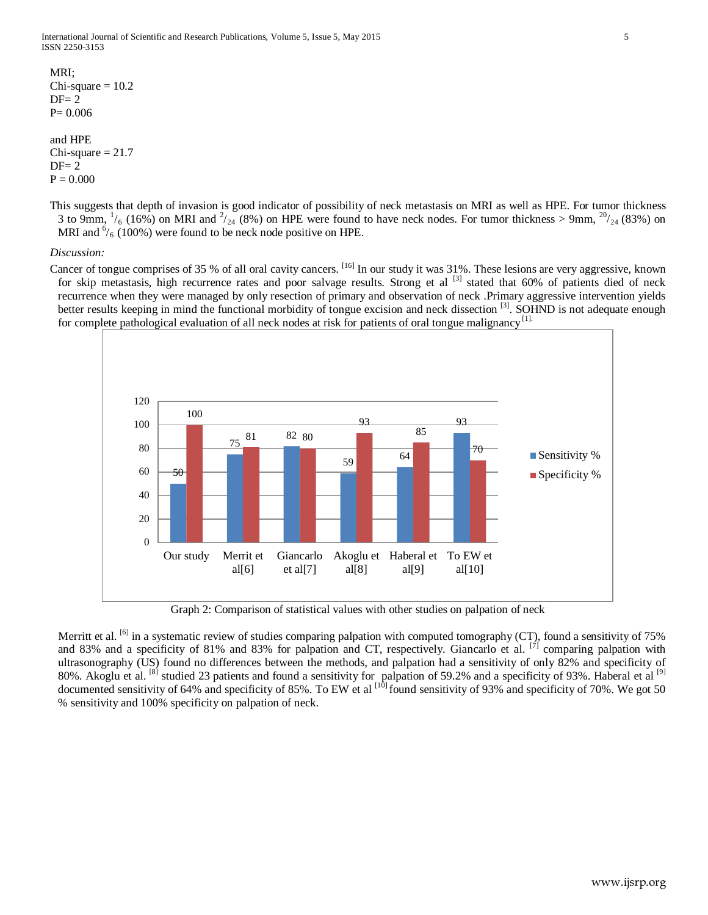MRI;
Chi-square = 10.2
DF= 2
P= 0.006

and HPE
Chi-square = 21.7
DF= 2
P = 0.000

This suggests that depth of invasion is good indicator of possibility of neck metastasis on MRI as well as HPE. For tumor thickness 3 to 9mm, $^{1}/_{6}$ (16%) on MRI and $^{2}/_{24}$ (8%) on HPE were found to have neck nodes. For tumor thickness > 9mm, $^{20}/_{24}$ (83%) on MRI and $^{6}/_{6}$ (100%) were found to be neck node positive on HPE.

*Discussion:*

Cancer of tongue comprises of 35 % of all oral cavity cancers. [16] In our study it was 31%. These lesions are very aggressive, known for skip metastasis, high recurrence rates and poor salvage results. Strong et al [3] stated that 60% of patients died of neck recurrence when they were managed by only resection of primary and observation of neck .Primary aggressive intervention yields better results keeping in mind the functional morbidity of tongue excision and neck dissection [3]. SOHND is not adequate enough for complete pathological evaluation of all neck nodes at risk for patients of oral tongue malignancy [1].

| | Our study | Merrit et al[6] | Giancarlo et al[7] | Akoglu et al[8] | Haberal et al[9] | To EW et al[10] |
|---|---|---|---|---|---|---|
| Sensitivity % | 50 | 75 | 82 | 59 | 64 | 93 |
| Specificity % | 100 | 81 | 80 | 93 | 85 | 70 |

Graph 2: Comparison of statistical values with other studies on palpation of neck

Merritt et al. [6] in a systematic review of studies comparing palpation with computed tomography (CT), found a sensitivity of 75% and 83% and a specificity of 81% and 83% for palpation and CT, respectively. Giancarlo et al. [7] comparing palpation with ultrasonography (US) found no differences between the methods, and palpation had a sensitivity of only 82% and specificity of 80%. Akoglu et al. [8] studied 23 patients and found a sensitivity for palpation of 59.2% and a specificity of 93%. Haberal et al [9] documented sensitivity of 64% and specificity of 85%. To EW et al [10] found sensitivity of 93% and specificity of 70%. We got 50 % sensitivity and 100% specificity on palpation of neck.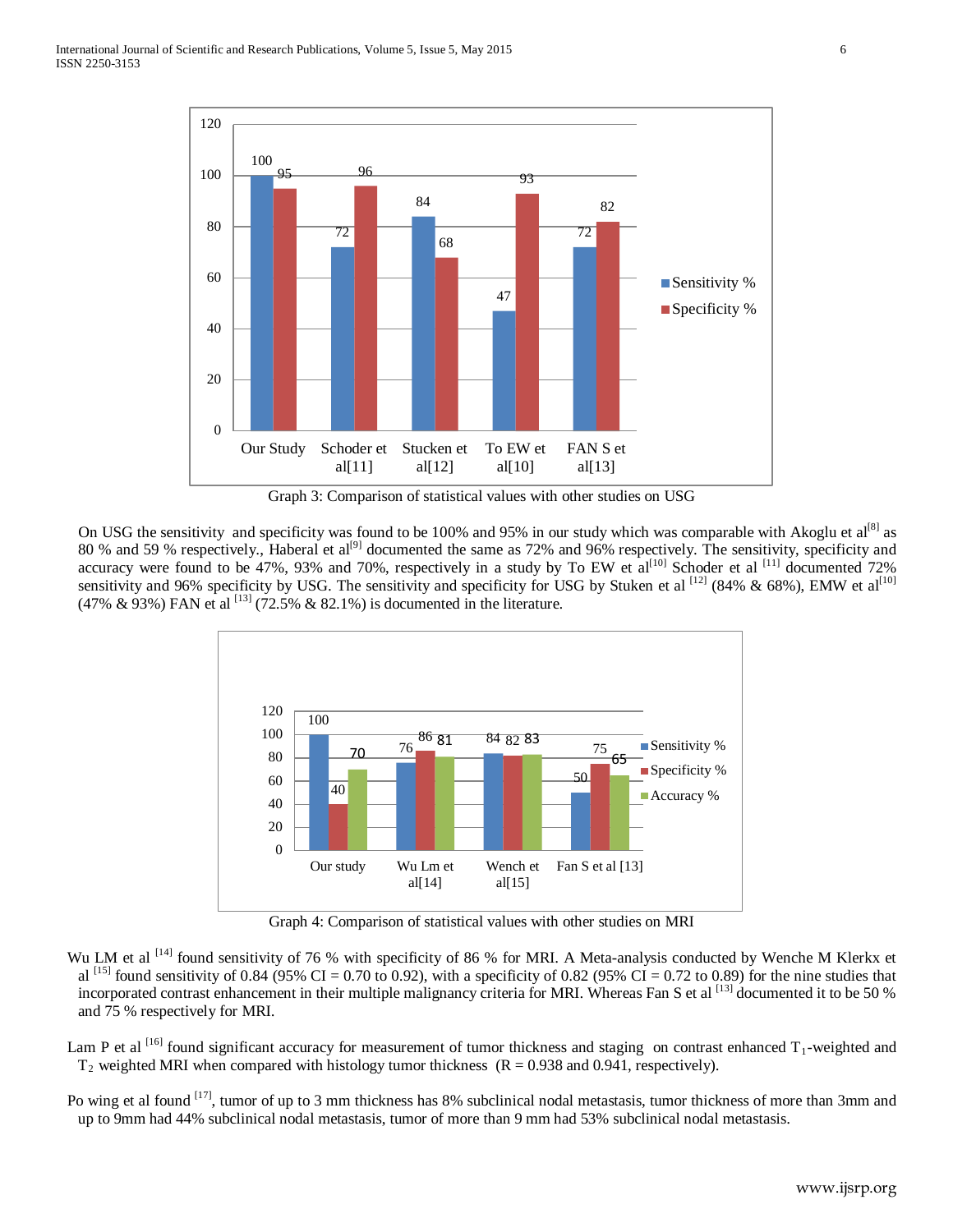Graph 3: Comparison of statistical values with other studies on USG

On USG the sensitivity and specificity was found to be 100% and 95% in our study which was comparable with Akoglu et al[8] as 80 % and 59 % respectively., Haberal et al[9] documented the same as 72% and 96% respectively. The sensitivity, specificity and accuracy were found to be 47%, 93% and 70%, respectively in a study by To EW et al[10] Schoder et al [11] documented 72% sensitivity and 96% specificity by USG. The sensitivity and specificity for USG by Stuken et al [12] (84% & 68%), EMW et al[10] (47% & 93%) FAN et al [13] (72.5% & 82.1%) is documented in the literature.

Graph 4: Comparison of statistical values with other studies on MRI

Wu LM et al [14] found sensitivity of 76 % with specificity of 86 % for MRI. A Meta-analysis conducted by Wenche M Klerkx et al [15] found sensitivity of 0.84 (95% CI = 0.70 to 0.92), with a specificity of 0.82 (95% CI = 0.72 to 0.89) for the nine studies that incorporated contrast enhancement in their multiple malignancy criteria for MRI. Whereas Fan S et al [13] documented it to be 50 % and 75 % respectively for MRI.

Lam P et al [16] found significant accuracy for measurement of tumor thickness and staging on contrast enhanced $T_1$-weighted and $T_2$ weighted MRI when compared with histology tumor thickness ($R = 0.938$ and $0.941$, respectively).

Po wing et al found [17], tumor of up to 3 mm thickness has 8% subclinical nodal metastasis, tumor thickness of more than 3mm and up to 9mm had 44% subclinical nodal metastasis, tumor of more than 9 mm had 53% subclinical nodal metastasis.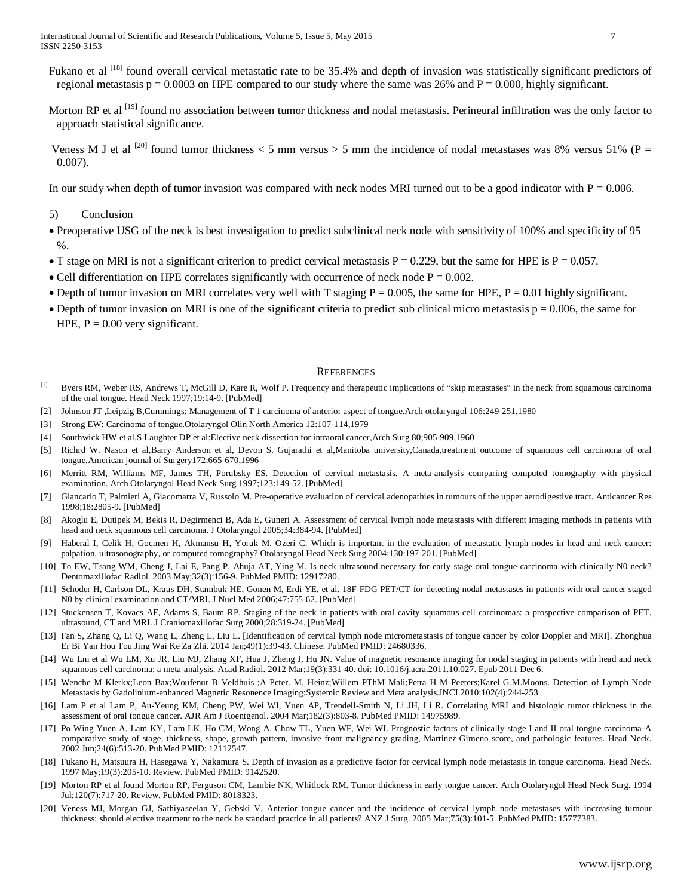Fukano et al [18] found overall cervical metastatic rate to be 35.4% and depth of invasion was statistically significant predictors of regional metastasis p = 0.0003 on HPE compared to our study where the same was 26% and P = 0.000, highly significant.

Morton RP et al [19] found no association between tumor thickness and nodal metastasis. Perineural infiltration was the only factor to approach statistical significance.

Veness M J et al [20] found tumor thickness $\leq$ 5 mm versus > 5 mm the incidence of nodal metastases was 8% versus 51% (P = 0.007).

In our study when depth of tumor invasion was compared with neck nodes MRI turned out to be a good indicator with P = 0.006.

## 5) Conclusion

- Preoperative USG of the neck is best investigation to predict subclinical neck node with sensitivity of 100% and specificity of 95 %.
- T stage on MRI is not a significant criterion to predict cervical metastasis P = 0.229, but the same for HPE is P = 0.057.
- Cell differentiation on HPE correlates significantly with occurrence of neck node P = 0.002.
- Depth of tumor invasion on MRI correlates very well with T staging P = 0.005, the same for HPE, P = 0.01 highly significant.
- Depth of tumor invasion on MRI is one of the significant criteria to predict sub clinical micro metastasis p = 0.006, the same for HPE, P = 0.00 very significant.

## References

[1] Byers RM, Weber RS, Andrews T, McGill D, Kare R, Wolf P. Frequency and therapeutic implications of "skip metastases" in the neck from squamous carcinoma of the oral tongue. Head Neck 1997;19:14-9. [PubMed]

[2] Johnson JT ,Leipzig B,Cummings: Management of T 1 carcinoma of anterior aspect of tongue.Arch otolaryngol 106:249-251,1980

[3] Strong EW: Carcinoma of tongue.Otolaryngol Olin North America 12:107-114,1979

[4] Southwick HW et al,S Laughter DP et al:Elective neck dissection for intraoral cancer,Arch Surg 80;905-909,1960

[5] Richrd W. Nason et al,Barry Anderson et al, Devon S. Gujarathi et al,Manitoba university,Canada,treatment outcome of squamous cell carcinoma of oral tongue,American journal of Surgery172:665-670,1996

[6] Merritt RM, Williams MF, James TH, Porubsky ES. Detection of cervical metastasis. A meta-analysis comparing computed tomography with physical examination. Arch Otolaryngol Head Neck Surg 1997;123:149-52. [PubMed]

[7] Giancarlo T, Palmieri A, Giacomarra V, Russolo M. Pre-operative evaluation of cervical adenopathies in tumours of the upper aerodigestive tract. Anticancer Res 1998;18:2805-9. [PubMed]

[8] Akoglu E, Dutipek M, Bekis R, Degirmenci B, Ada E, Guneri A. Assessment of cervical lymph node metastasis with different imaging methods in patients with head and neck squamous cell carcinoma. J Otolaryngol 2005;34:384-94. [PubMed]

[9] Haberal I, Celik H, Gocmen H, Akmansu H, Yoruk M, Ozeri C. Which is important in the evaluation of metastatic lymph nodes in head and neck cancer: palpation, ultrasonography, or computed tomography? Otolaryngol Head Neck Surg 2004;130:197-201. [PubMed]

[10] To EW, Tsang WM, Cheng J, Lai E, Pang P, Ahuja AT, Ying M. Is neck ultrasound necessary for early stage oral tongue carcinoma with clinically N0 neck? Dentomaxillofac Radiol. 2003 May;32(3):156-9. PubMed PMID: 12917280.

[11] Schoder H, Carlson DL, Kraus DH, Stambuk HE, Gonen M, Erdi YE, et al. 18F-FDG PET/CT for detecting nodal metastases in patients with oral cancer staged N0 by clinical examination and CT/MRI. J Nucl Med 2006;47:755-62. [PubMed]

[12] Stuckensen T, Kovacs AF, Adams S, Baum RP. Staging of the neck in patients with oral cavity squamous cell carcinomas: a prospective comparison of PET, ultrasound, CT and MRI. J Craniomaxillofac Surg 2000;28:319-24. [PubMed]

[13] Fan S, Zhang Q, Li Q, Wang L, Zheng L, Liu L. [Identification of cervical lymph node micrometastasis of tongue cancer by color Doppler and MRI]. Zhonghua Er Bi Yan Hou Tou Jing Wai Ke Za Zhi. 2014 Jan;49(1):39-43. Chinese. PubMed PMID: 24680336.

[14] Wu Lm et al Wu LM, Xu JR, Liu MJ, Zhang XF, Hua J, Zheng J, Hu JN. Value of magnetic resonance imaging for nodal staging in patients with head and neck squamous cell carcinoma: a meta-analysis. Acad Radiol. 2012 Mar;19(3):331-40. doi: 10.1016/j.acra.2011.10.027. Epub 2011 Dec 6.

[15] Wenche M Klerkx;Leon Bax;Woufenur B Veldhuis ;A Peter. M. Heinz;Willem PThM Mali;Petra H M Peeters;Karel G.M.Moons. Detection of Lymph Node Metastasis by Gadolinium-enhanced Magnetic Resonence Imaging:Systemic Review and Meta analysis.JNCI.2010;102(4):244-253

[16] Lam P et al Lam P, Au-Yeung KM, Cheng PW, Wei WI, Yuen AP, Trendell-Smith N, Li JH, Li R. Correlating MRI and histologic tumor thickness in the assessment of oral tongue cancer. AJR Am J Roentgenol. 2004 Mar;182(3):803-8. PubMed PMID: 14975989.

[17] Po Wing Yuen A, Lam KY, Lam LK, Ho CM, Wong A, Chow TL, Yuen WF, Wei WI. Prognostic factors of clinically stage I and II oral tongue carcinoma-A comparative study of stage, thickness, shape, growth pattern, invasive front malignancy grading, Martinez-Gimeno score, and pathologic features. Head Neck. 2002 Jun;24(6):513-20. PubMed PMID: 12112547.

[18] Fukano H, Matsuura H, Hasegawa Y, Nakamura S. Depth of invasion as a predictive factor for cervical lymph node metastasis in tongue carcinoma. Head Neck. 1997 May;19(3):205-10. Review. PubMed PMID: 9142520.

[19] Morton RP et al found Morton RP, Ferguson CM, Lambie NK, Whitlock RM. Tumor thickness in early tongue cancer. Arch Otolaryngol Head Neck Surg. 1994 Jul;120(7):717-20. Review. PubMed PMID: 8018323.

[20] Veness MJ, Morgan GJ, Sathiyaseelan Y, Gebski V. Anterior tongue cancer and the incidence of cervical lymph node metastases with increasing tumour thickness: should elective treatment to the neck be standard practice in all patients? ANZ J Surg. 2005 Mar;75(3):101-5. PubMed PMID: 15777383.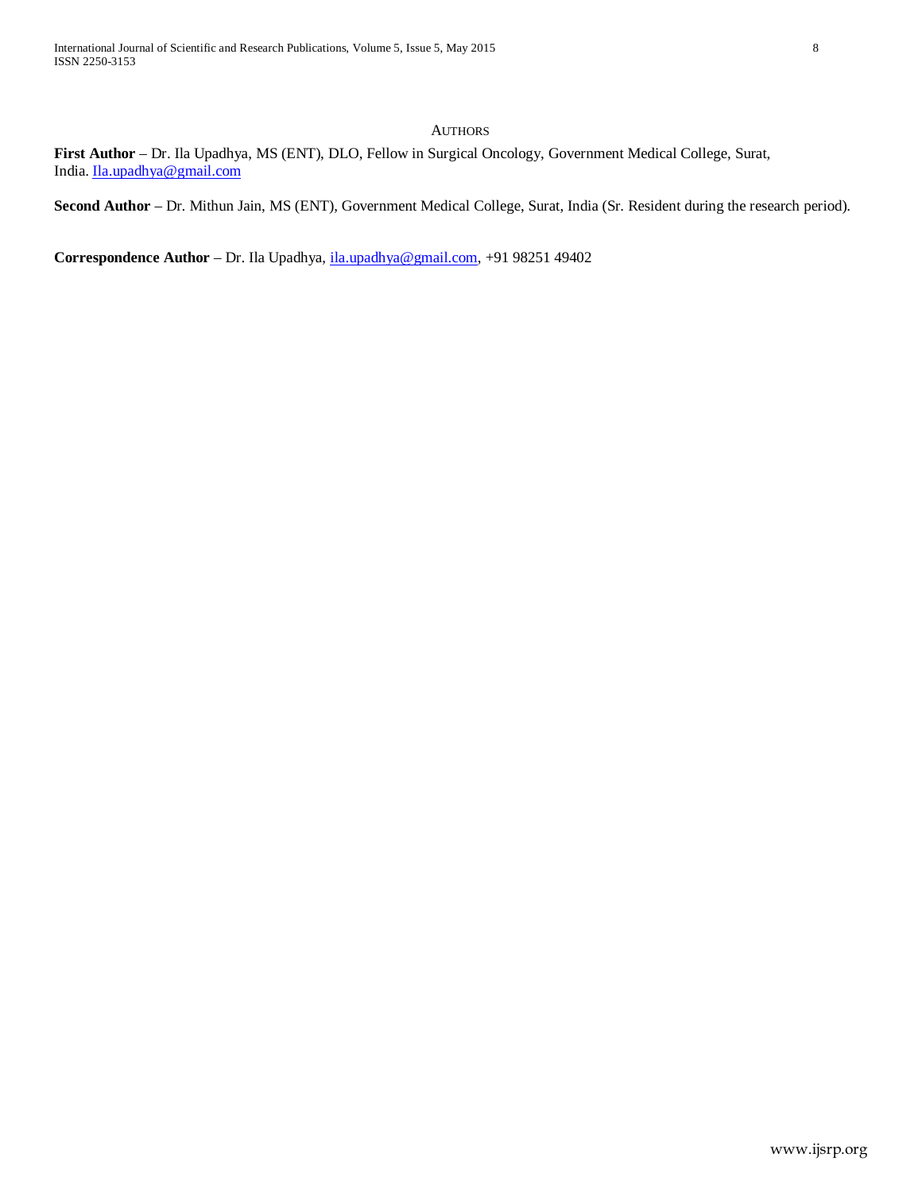## AUTHORS

**First Author** – Dr. Ila Upadhya, MS (ENT), DLO, Fellow in Surgical Oncology, Government Medical College, Surat, India. Ila.upadhya@gmail.com

**Second Author** – Dr. Mithun Jain, MS (ENT), Government Medical College, Surat, India (Sr. Resident during the research period).

**Correspondence Author** – Dr. Ila Upadhya, ila.upadhya@gmail.com, +91 98251 49402